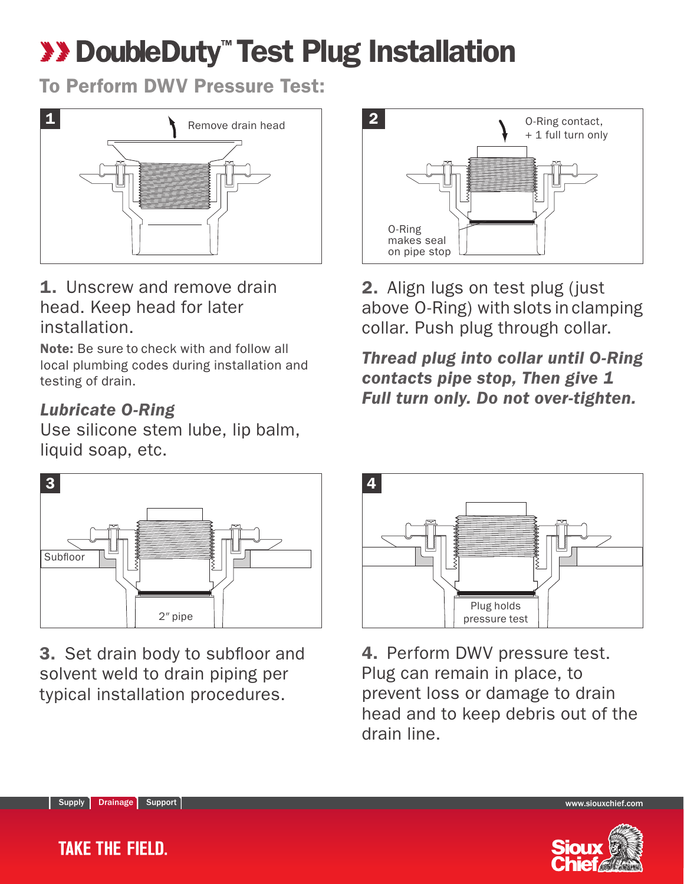# DoubleDuty™ Test Plug Installation

## To Perform DWV Pressure Test:

Remove drain head

**1.** Unscrew and remove drain head. Keep head for later installation.

**Note:** Be sure to check with and follow all local plumbing codes during installation and testing of drain.

***Lubricate O-Ring***

Use silicone stem lube, lip balm, liquid soap, etc.

O-Ring contact, + 1 full turn only

O-Ring makes seal on pipe stop

**2.** Align lugs on test plug (just above O-Ring) with slots in clamping collar. Push plug through collar.

***Thread plug into collar until O-Ring contacts pipe stop, Then give 1 Full turn only. Do not over-tighten.***

Subfloor

2″ pipe

**3.** Set drain body to subfloor and solvent weld to drain piping per typical installation procedures.

Plug holds pressure test

**4.** Perform DWV pressure test. Plug can remain in place, to prevent loss or damage to drain head and to keep debris out of the drain line.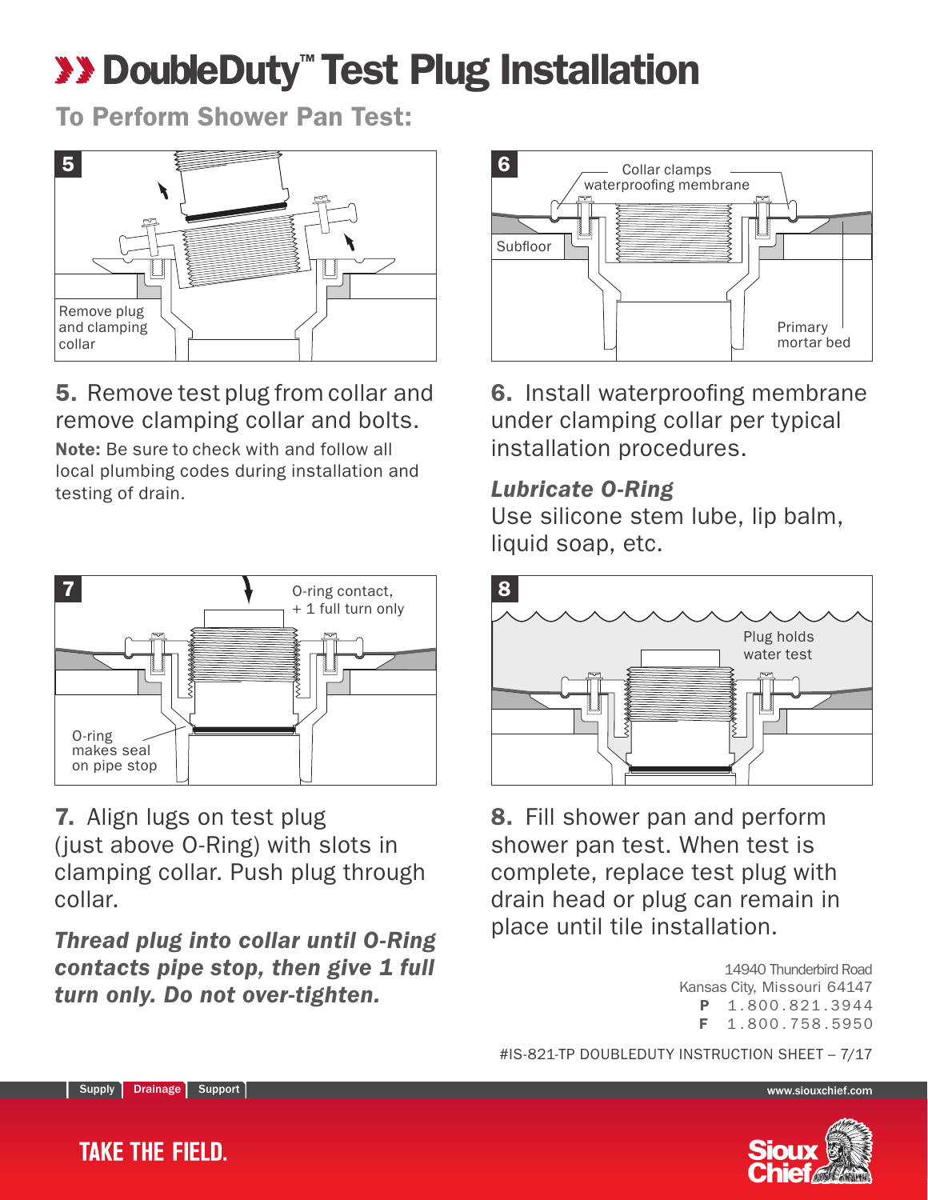# DoubleDuty™ Test Plug Installation

## To Perform Shower Pan Test:

5

Remove plug and clamping collar

**5.** Remove test plug from collar and remove clamping collar and bolts.

**Note:** Be sure to check with and follow all local plumbing codes during installation and testing of drain.

6

Collar clamps waterproofing membrane

Subfloor

Primary mortar bed

**6.** Install waterproofing membrane under clamping collar per typical installation procedures.

***Lubricate O-Ring***

Use silicone stem lube, lip balm, liquid soap, etc.

7

O-ring contact, + 1 full turn only

O-ring makes seal on pipe stop

**7.** Align lugs on test plug (just above O-Ring) with slots in clamping collar. Push plug through collar.

***Thread plug into collar until O-Ring contacts pipe stop, then give 1 full turn only. Do not over-tighten.***

8

Plug holds water test

**8.** Fill shower pan and perform shower pan test. When test is complete, replace test plug with drain head or plug can remain in place until tile installation.

14940 Thunderbird Road
Kansas City, Missouri 64147
**P** 1.800.821.3944
**F** 1.800.758.5950

#IS-821-TP DOUBLEDUTY INSTRUCTION SHEET – 7/17

Supply | Drainage | Support

www.siouxchief.com

TAKE THE FIELD.

Sioux Chief